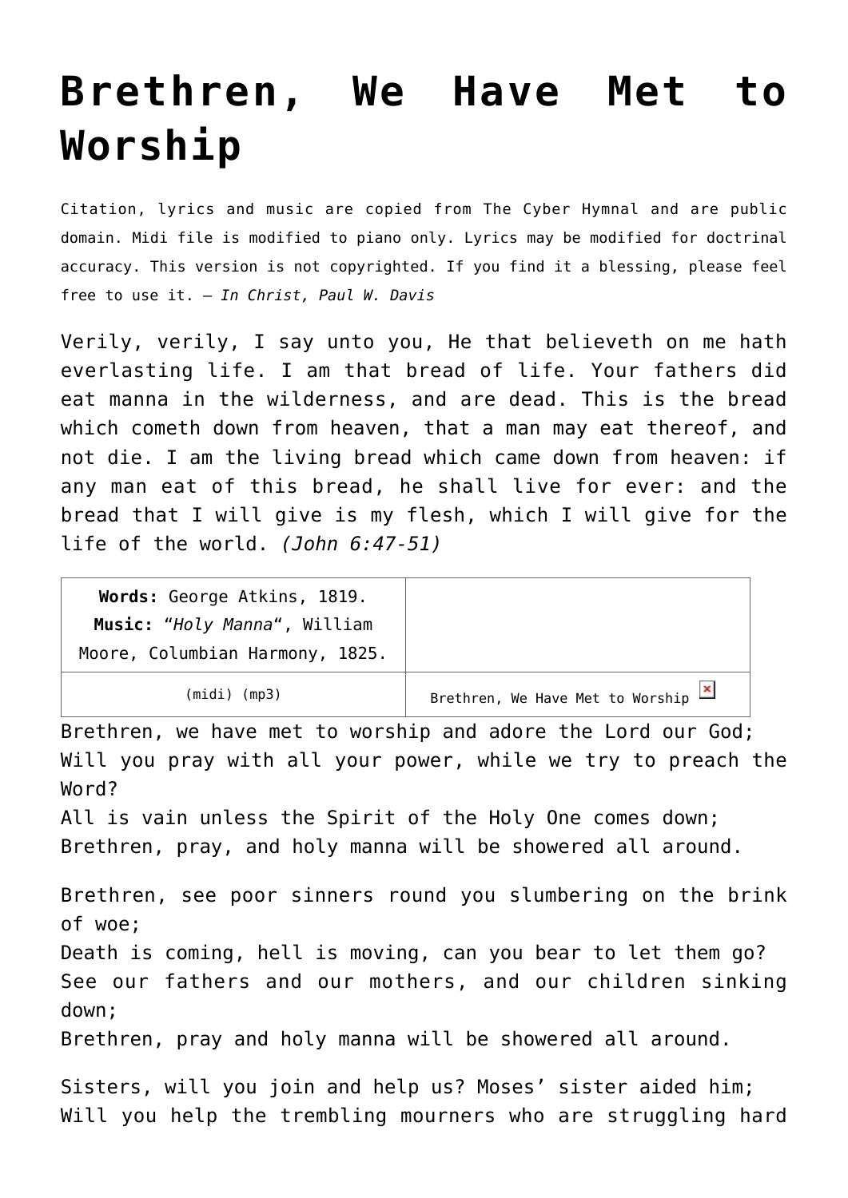# Brethren, We Have Met to Worship

Citation, lyrics and music are copied from The Cyber Hymnal and are public domain. Midi file is modified to piano only. Lyrics may be modified for doctrinal accuracy. This version is not copyrighted. If you find it a blessing, please feel free to use it. – *In Christ, Paul W. Davis*

Verily, verily, I say unto you, He that believeth on me hath everlasting life. I am that bread of life. Your fathers did eat manna in the wilderness, and are dead. This is the bread which cometh down from heaven, that a man may eat thereof, and not die. I am the living bread which came down from heaven: if any man eat of this bread, he shall live for ever: and the bread that I will give is my flesh, which I will give for the life of the world. *(John 6:47-51)*

| **Words:** George Atkins, 1819. **Music:** "*Holy Manna*", William Moore, Columbian Harmony, 1825. | |
|---|---|
| (midi) (mp3) | Brethren, We Have Met to Worship |

Brethren, we have met to worship and adore the Lord our God;
Will you pray with all your power, while we try to preach the Word?
All is vain unless the Spirit of the Holy One comes down;
Brethren, pray, and holy manna will be showered all around.

Brethren, see poor sinners round you slumbering on the brink of woe;
Death is coming, hell is moving, can you bear to let them go?
See our fathers and our mothers, and our children sinking down;
Brethren, pray and holy manna will be showered all around.

Sisters, will you join and help us? Moses' sister aided him;
Will you help the trembling mourners who are struggling hard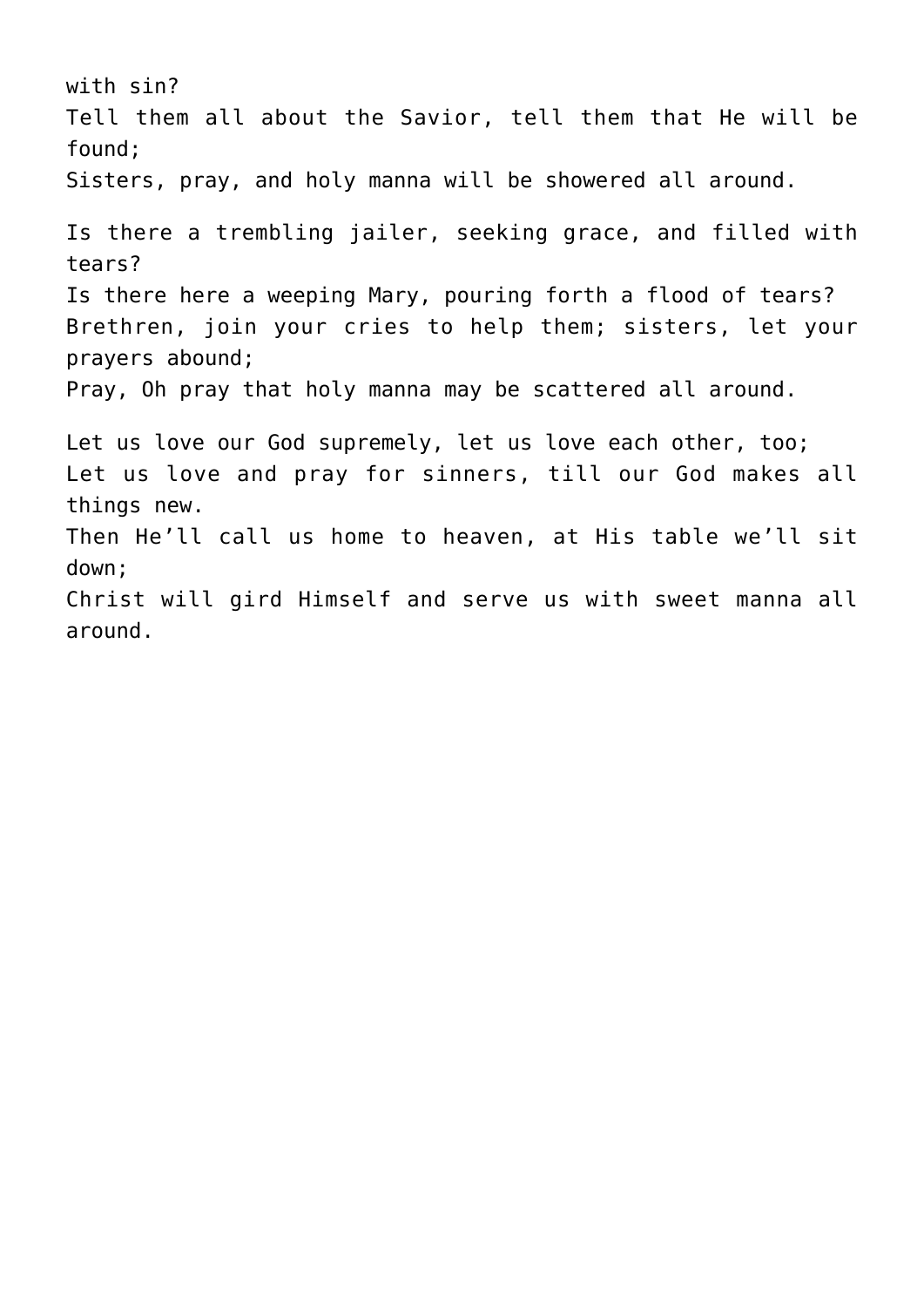with sin?
Tell them all about the Savior, tell them that He will be found;
Sisters, pray, and holy manna will be showered all around.

Is there a trembling jailer, seeking grace, and filled with tears?
Is there here a weeping Mary, pouring forth a flood of tears?
Brethren, join your cries to help them; sisters, let your prayers abound;
Pray, Oh pray that holy manna may be scattered all around.

Let us love our God supremely, let us love each other, too;
Let us love and pray for sinners, till our God makes all things new.
Then He'll call us home to heaven, at His table we'll sit down;
Christ will gird Himself and serve us with sweet manna all around.